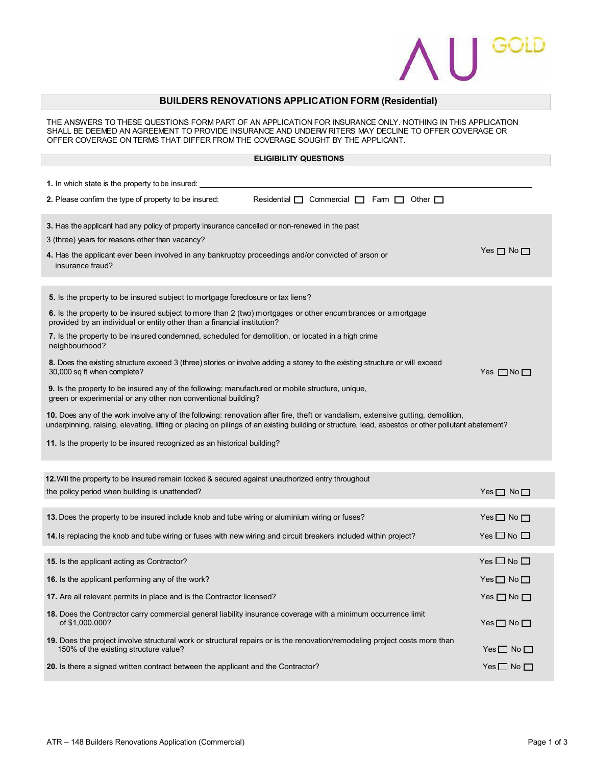AU GOLD

## BUILDERS RENOVATIONS APPLICATION FORM (Residential)

THE ANSWERS TO THESE QUESTIONS FORM PART OF AN APPLICATION FOR INSURANCE ONLY. NOTHING IN THIS APPLICATION SHALL BE DEEMED AN AGREEMENT TO PROVIDE INSURANCE AND UNDERWRITERS MAY DECLINE TO OFFER COVERAGE OR OFFER COVERAGE ON TERMS THAT DIFFER FROM THE COVERAGE SOUGHT BY THE APPLICANT.

### ELIGIBILITY QUESTIONS

**1.** In which state is the property to be insured: ______________________________

**2.** Please confirm the type of property to be insured: Residential ☐ Commercial ☐ Farm ☐ Other ☐

**3.** Has the applicant had any policy of property insurance cancelled or non-renewed in the past 3 (three) years for reasons other than vacancy?

**4.** Has the applicant ever been involved in any bankruptcy proceedings and/or convicted of arson or insurance fraud?

Yes ☐ No ☐

**5.** Is the property to be insured subject to mortgage foreclosure or tax liens?

**6.** Is the property to be insured subject to more than 2 (two) mortgages or other encumbrances or a mortgage provided by an individual or entity other than a financial institution?

**7.** Is the property to be insured condemned, scheduled for demolition, or located in a high crime neighbourhood?

**8.** Does the existing structure exceed 3 (three) stories or involve adding a storey to the existing structure or will exceed 30,000 sq ft when complete?

**9.** Is the property to be insured any of the following: manufactured or mobile structure, unique, green or experimental or any other non conventional building?

**10.** Does any of the work involve any of the following: renovation after fire, theft or vandalism, extensive gutting, demolition, underpinning, raising, elevating, lifting or placing on pilings of an existing building or structure, lead, asbestos or other pollutant abatement?

**11.** Is the property to be insured recognized as an historical building?

Yes ☐ No ☐

| Question | Answer |
|---|---|
| **12.** Will the property to be insured remain locked & secured against unauthorized entry throughout the policy period when building is unattended? | Yes ☐ No ☐ |
| **13.** Does the property to be insured include knob and tube wiring or aluminium wiring or fuses? | Yes ☐ No ☐ |
| **14.** Is replacing the knob and tube wiring or fuses with new wiring and circuit breakers included within project? | Yes ☐ No ☐ |
| **15.** Is the applicant acting as Contractor? | Yes ☐ No ☐ |
| **16.** Is the applicant performing any of the work? | Yes ☐ No ☐ |
| **17.** Are all relevant permits in place and is the Contractor licensed? | Yes ☐ No ☐ |
| **18.** Does the Contractor carry commercial general liability insurance coverage with a minimum occurrence limit of $1,000,000? | Yes ☐ No ☐ |
| **19.** Does the project involve structural work or structural repairs or is the renovation/remodeling project costs more than 150% of the existing structure value? | Yes ☐ No ☐ |
| **20.** Is there a signed written contract between the applicant and the Contractor? | Yes ☐ No ☐ |

ATR – 148 Builders Renovations Application (Commercial)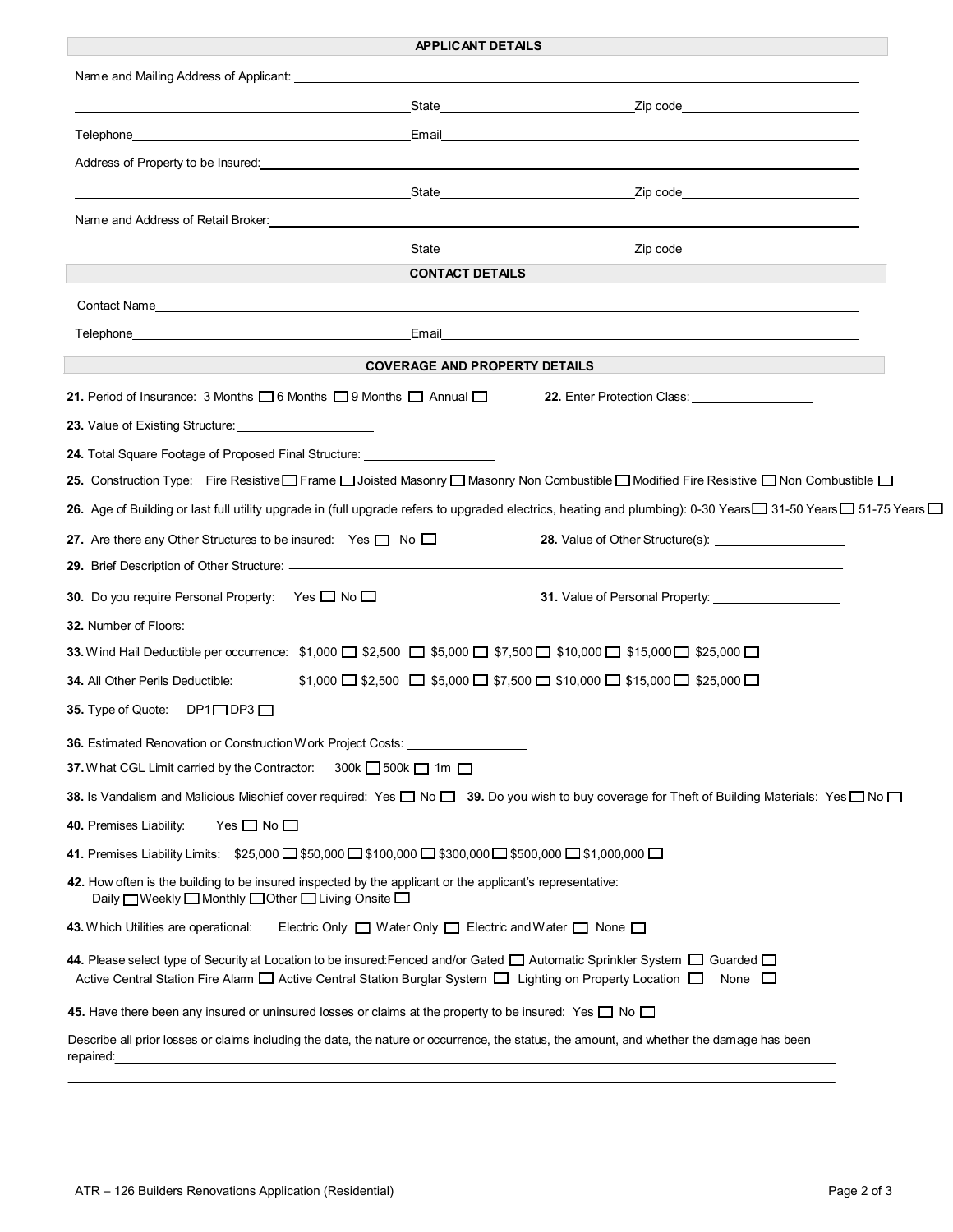## APPLICANT DETAILS

Name and Mailing Address of Applicant: ______________________________

______________________________ State ______________ Zip code ______________

Telephone ______________________________ Email ______________________________

Address of Property to be Insured: ______________________________

______________________________ State ______________ Zip code ______________

Name and Address of Retail Broker: ______________________________

______________________________ State ______________ Zip code ______________

## CONTACT DETAILS

Contact Name ______________________________

Telephone ______________________________ Email ______________________________

## COVERAGE AND PROPERTY DETAILS

**21.** Period of Insurance: 3 Months ☐ 6 Months ☐ 9 Months ☐ Annual ☐ **22.** Enter Protection Class: ______________

**23.** Value of Existing Structure: ______________

**24.** Total Square Footage of Proposed Final Structure: ______________

**25.** Construction Type: Fire Resistive ☐ Frame ☐ Joisted Masonry ☐ Masonry Non Combustible ☐ Modified Fire Resistive ☐ Non Combustible ☐

**26.** Age of Building or last full utility upgrade in (full upgrade refers to upgraded electrics, heating and plumbing): 0-30 Years ☐ 31-50 Years ☐ 51-75 Years ☐

**27.** Are there any Other Structures to be insured: Yes ☐ No ☐ **28.** Value of Other Structure(s): ______________

**29.** Brief Description of Other Structure: ______________________________

**30.** Do you require Personal Property: Yes ☐ No ☐ **31.** Value of Personal Property: ______________

**32.** Number of Floors: ________

**33.** Wind Hail Deductible per occurrence: $1,000 ☐ $2,500 ☐ $5,000 ☐ $7,500 ☐ $10,000 ☐ $15,000 ☐ $25,000 ☐

**34.** All Other Perils Deductible: $1,000 ☐ $2,500 ☐ $5,000 ☐ $7,500 ☐ $10,000 ☐ $15,000 ☐ $25,000 ☐

**35.** Type of Quote: DP1 ☐ DP3 ☐

**36.** Estimated Renovation or Construction Work Project Costs: ______________

**37.** What CGL Limit carried by the Contractor: 300k ☐ 500k ☐ 1m ☐

**38.** Is Vandalism and Malicious Mischief cover required: Yes ☐ No ☐ **39.** Do you wish to buy coverage for Theft of Building Materials: Yes ☐ No ☐

**40.** Premises Liability: Yes ☐ No ☐

**41.** Premises Liability Limits: $25,000 ☐ $50,000 ☐ $100,000 ☐ $300,000 ☐ $500,000 ☐ $1,000,000 ☐

**42.** How often is the building to be insured inspected by the applicant or the applicant's representative:
Daily ☐ Weekly ☐ Monthly ☐ Other ☐ Living Onsite ☐

**43.** Which Utilities are operational: Electric Only ☐ Water Only ☐ Electric and Water ☐ None ☐

**44.** Please select type of Security at Location to be insured: Fenced and/or Gated ☐ Automatic Sprinkler System ☐ Guarded ☐
Active Central Station Fire Alarm ☐ Active Central Station Burglar System ☐ Lighting on Property Location ☐ None ☐

**45.** Have there been any insured or uninsured losses or claims at the property to be insured: Yes ☐ No ☐

Describe all prior losses or claims including the date, the nature or occurrence, the status, the amount, and whether the damage has been repaired: ______________________________

______________________________

ATR – 126 Builders Renovations Application (Residential)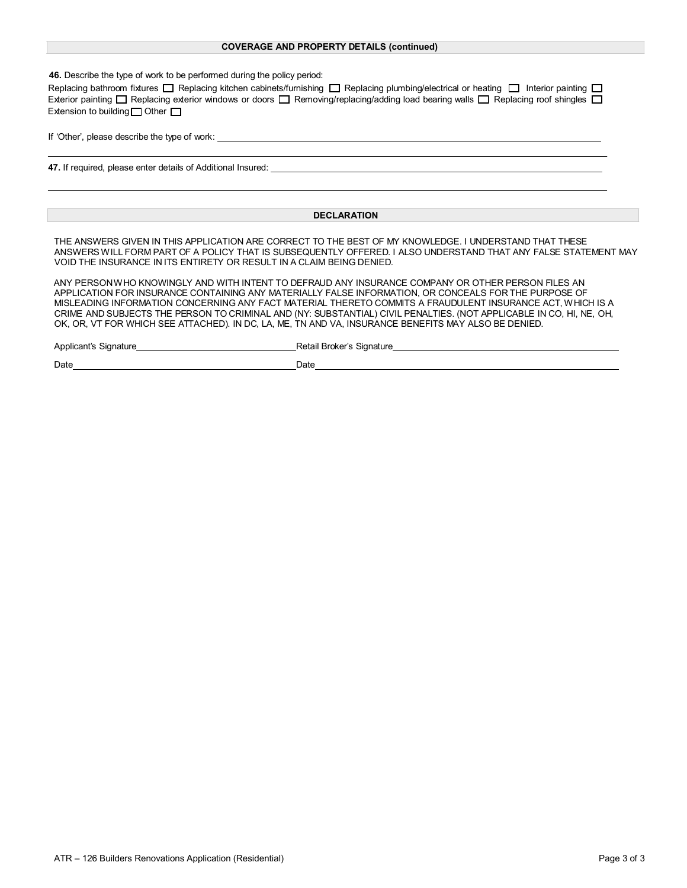## COVERAGE AND PROPERTY DETAILS (continued)

**46.** Describe the type of work to be performed during the policy period:

Replacing bathroom fixtures ☐ Replacing kitchen cabinets/furnishing ☐ Replacing plumbing/electrical or heating ☐ Interior painting ☐ Exterior painting ☐ Replacing exterior windows or doors ☐ Removing/replacing/adding load bearing walls ☐ Replacing roof shingles ☐ Extension to building ☐ Other ☐

If 'Other', please describe the type of work: ____________________________________________

____________________________________________

**47.** If required, please enter details of Additional Insured: ____________________________________________

____________________________________________

## DECLARATION

THE ANSWERS GIVEN IN THIS APPLICATION ARE CORRECT TO THE BEST OF MY KNOWLEDGE. I UNDERSTAND THAT THESE ANSWERS WILL FORM PART OF A POLICY THAT IS SUBSEQUENTLY OFFERED. I ALSO UNDERSTAND THAT ANY FALSE STATEMENT MAY VOID THE INSURANCE IN ITS ENTIRETY OR RESULT IN A CLAIM BEING DENIED.

ANY PERSON WHO KNOWINGLY AND WITH INTENT TO DEFRAUD ANY INSURANCE COMPANY OR OTHER PERSON FILES AN APPLICATION FOR INSURANCE CONTAINING ANY MATERIALLY FALSE INFORMATION, OR CONCEALS FOR THE PURPOSE OF MISLEADING INFORMATION CONCERNING ANY FACT MATERIAL THERETO COMMITS A FRAUDULENT INSURANCE ACT, WHICH IS A CRIME AND SUBJECTS THE PERSON TO CRIMINAL AND (NY: SUBSTANTIAL) CIVIL PENALTIES. (NOT APPLICABLE IN CO, HI, NE, OH, OK, OR, VT FOR WHICH SEE ATTACHED). IN DC, LA, ME, TN AND VA, INSURANCE BENEFITS MAY ALSO BE DENIED.

Applicant's Signature ______________________ Retail Broker's Signature ______________________

Date ______________________ Date ______________________